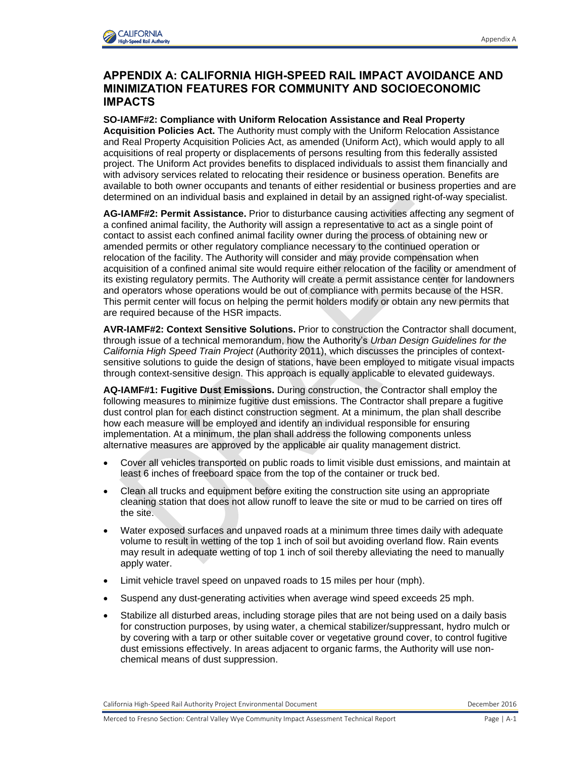# APPENDIX A: CALIFORNIA HIGH-SPEED RAIL IMPACT AVOIDANCE AND MINIMIZATION FEATURES FOR COMMUNITY AND SOCIOECONOMIC IMPACTS

**SO-IAMF#2: Compliance with Uniform Relocation Assistance and Real Property Acquisition Policies Act.** The Authority must comply with the Uniform Relocation Assistance and Real Property Acquisition Policies Act, as amended (Uniform Act), which would apply to all acquisitions of real property or displacements of persons resulting from this federally assisted project. The Uniform Act provides benefits to displaced individuals to assist them financially and with advisory services related to relocating their residence or business operation. Benefits are available to both owner occupants and tenants of either residential or business properties and are determined on an individual basis and explained in detail by an assigned right-of-way specialist.

**AG-IAMF#2: Permit Assistance.** Prior to disturbance causing activities affecting any segment of a confined animal facility, the Authority will assign a representative to act as a single point of contact to assist each confined animal facility owner during the process of obtaining new or amended permits or other regulatory compliance necessary to the continued operation or relocation of the facility. The Authority will consider and may provide compensation when acquisition of a confined animal site would require either relocation of the facility or amendment of its existing regulatory permits. The Authority will create a permit assistance center for landowners and operators whose operations would be out of compliance with permits because of the HSR. This permit center will focus on helping the permit holders modify or obtain any new permits that are required because of the HSR impacts.

**AVR-IAMF#2: Context Sensitive Solutions.** Prior to construction the Contractor shall document, through issue of a technical memorandum, how the Authority's *Urban Design Guidelines for the California High Speed Train Project* (Authority 2011), which discusses the principles of context-sensitive solutions to guide the design of stations, have been employed to mitigate visual impacts through context-sensitive design. This approach is equally applicable to elevated guideways.

**AQ-IAMF#1: Fugitive Dust Emissions.** During construction, the Contractor shall employ the following measures to minimize fugitive dust emissions. The Contractor shall prepare a fugitive dust control plan for each distinct construction segment. At a minimum, the plan shall describe how each measure will be employed and identify an individual responsible for ensuring implementation. At a minimum, the plan shall address the following components unless alternative measures are approved by the applicable air quality management district.

- Cover all vehicles transported on public roads to limit visible dust emissions, and maintain at least 6 inches of freeboard space from the top of the container or truck bed.
- Clean all trucks and equipment before exiting the construction site using an appropriate cleaning station that does not allow runoff to leave the site or mud to be carried on tires off the site.
- Water exposed surfaces and unpaved roads at a minimum three times daily with adequate volume to result in wetting of the top 1 inch of soil but avoiding overland flow. Rain events may result in adequate wetting of top 1 inch of soil thereby alleviating the need to manually apply water.
- Limit vehicle travel speed on unpaved roads to 15 miles per hour (mph).
- Suspend any dust-generating activities when average wind speed exceeds 25 mph.
- Stabilize all disturbed areas, including storage piles that are not being used on a daily basis for construction purposes, by using water, a chemical stabilizer/suppressant, hydro mulch or by covering with a tarp or other suitable cover or vegetative ground cover, to control fugitive dust emissions effectively. In areas adjacent to organic farms, the Authority will use non-chemical means of dust suppression.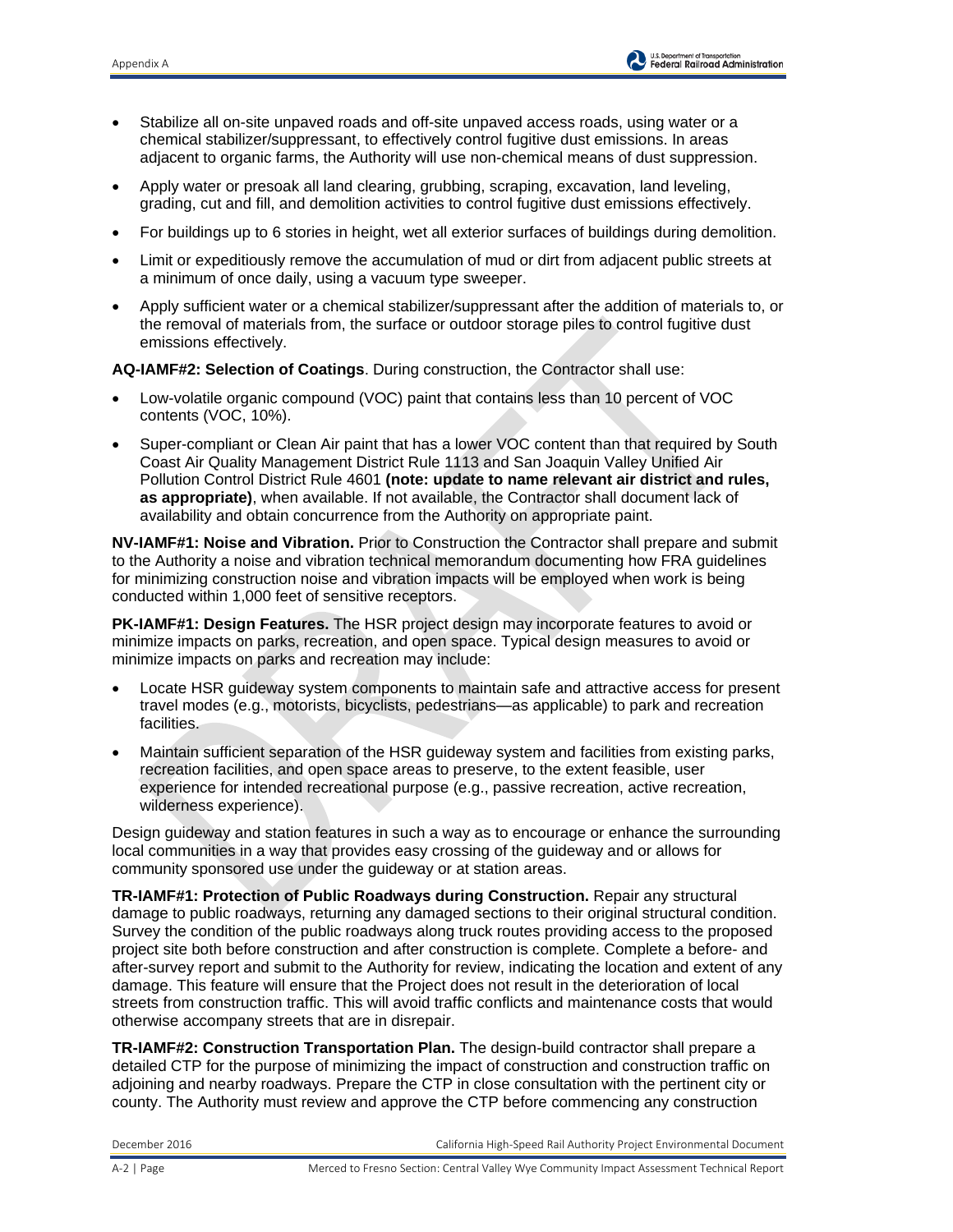- Stabilize all on-site unpaved roads and off-site unpaved access roads, using water or a chemical stabilizer/suppressant, to effectively control fugitive dust emissions. In areas adjacent to organic farms, the Authority will use non-chemical means of dust suppression.
- Apply water or presoak all land clearing, grubbing, scraping, excavation, land leveling, grading, cut and fill, and demolition activities to control fugitive dust emissions effectively.
- For buildings up to 6 stories in height, wet all exterior surfaces of buildings during demolition.
- Limit or expeditiously remove the accumulation of mud or dirt from adjacent public streets at a minimum of once daily, using a vacuum type sweeper.
- Apply sufficient water or a chemical stabilizer/suppressant after the addition of materials to, or the removal of materials from, the surface or outdoor storage piles to control fugitive dust emissions effectively.

**AQ-IAMF#2: Selection of Coatings**. During construction, the Contractor shall use:

- Low-volatile organic compound (VOC) paint that contains less than 10 percent of VOC contents (VOC, 10%).
- Super-compliant or Clean Air paint that has a lower VOC content than that required by South Coast Air Quality Management District Rule 1113 and San Joaquin Valley Unified Air Pollution Control District Rule 4601 **(note: update to name relevant air district and rules, as appropriate)**, when available. If not available, the Contractor shall document lack of availability and obtain concurrence from the Authority on appropriate paint.

**NV-IAMF#1: Noise and Vibration.** Prior to Construction the Contractor shall prepare and submit to the Authority a noise and vibration technical memorandum documenting how FRA guidelines for minimizing construction noise and vibration impacts will be employed when work is being conducted within 1,000 feet of sensitive receptors.

**PK-IAMF#1: Design Features.** The HSR project design may incorporate features to avoid or minimize impacts on parks, recreation, and open space. Typical design measures to avoid or minimize impacts on parks and recreation may include:

- Locate HSR guideway system components to maintain safe and attractive access for present travel modes (e.g., motorists, bicyclists, pedestrians—as applicable) to park and recreation facilities.
- Maintain sufficient separation of the HSR guideway system and facilities from existing parks, recreation facilities, and open space areas to preserve, to the extent feasible, user experience for intended recreational purpose (e.g., passive recreation, active recreation, wilderness experience).

Design guideway and station features in such a way as to encourage or enhance the surrounding local communities in a way that provides easy crossing of the guideway and or allows for community sponsored use under the guideway or at station areas.

**TR-IAMF#1: Protection of Public Roadways during Construction.** Repair any structural damage to public roadways, returning any damaged sections to their original structural condition. Survey the condition of the public roadways along truck routes providing access to the proposed project site both before construction and after construction is complete. Complete a before- and after-survey report and submit to the Authority for review, indicating the location and extent of any damage. This feature will ensure that the Project does not result in the deterioration of local streets from construction traffic. This will avoid traffic conflicts and maintenance costs that would otherwise accompany streets that are in disrepair.

**TR-IAMF#2: Construction Transportation Plan.** The design-build contractor shall prepare a detailed CTP for the purpose of minimizing the impact of construction and construction traffic on adjoining and nearby roadways. Prepare the CTP in close consultation with the pertinent city or county. The Authority must review and approve the CTP before commencing any construction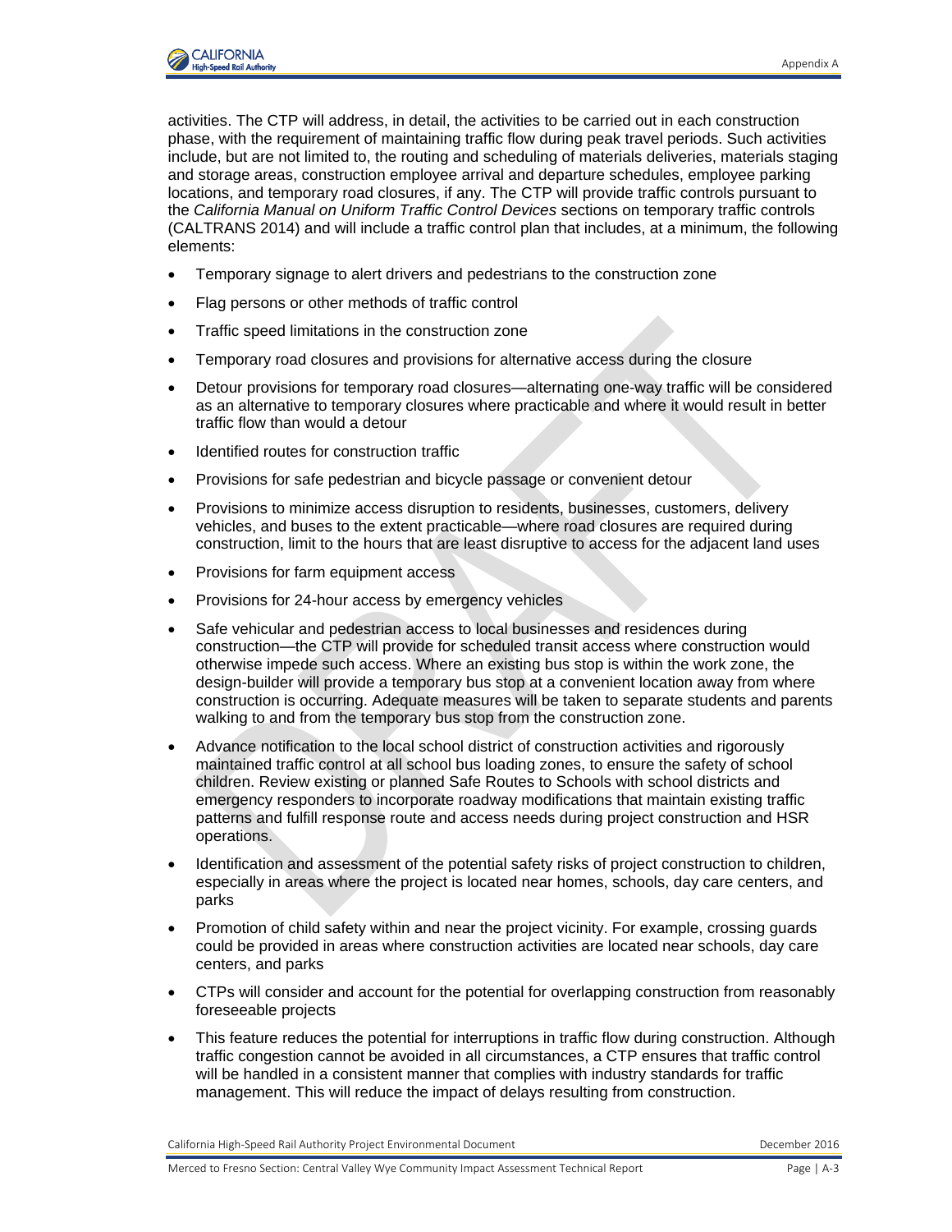activities. The CTP will address, in detail, the activities to be carried out in each construction phase, with the requirement of maintaining traffic flow during peak travel periods. Such activities include, but are not limited to, the routing and scheduling of materials deliveries, materials staging and storage areas, construction employee arrival and departure schedules, employee parking locations, and temporary road closures, if any. The CTP will provide traffic controls pursuant to the *California Manual on Uniform Traffic Control Devices* sections on temporary traffic controls (CALTRANS 2014) and will include a traffic control plan that includes, at a minimum, the following elements:

- Temporary signage to alert drivers and pedestrians to the construction zone
- Flag persons or other methods of traffic control
- Traffic speed limitations in the construction zone
- Temporary road closures and provisions for alternative access during the closure
- Detour provisions for temporary road closures—alternating one-way traffic will be considered as an alternative to temporary closures where practicable and where it would result in better traffic flow than would a detour
- Identified routes for construction traffic
- Provisions for safe pedestrian and bicycle passage or convenient detour
- Provisions to minimize access disruption to residents, businesses, customers, delivery vehicles, and buses to the extent practicable—where road closures are required during construction, limit to the hours that are least disruptive to access for the adjacent land uses
- Provisions for farm equipment access
- Provisions for 24-hour access by emergency vehicles
- Safe vehicular and pedestrian access to local businesses and residences during construction—the CTP will provide for scheduled transit access where construction would otherwise impede such access. Where an existing bus stop is within the work zone, the design-builder will provide a temporary bus stop at a convenient location away from where construction is occurring. Adequate measures will be taken to separate students and parents walking to and from the temporary bus stop from the construction zone.
- Advance notification to the local school district of construction activities and rigorously maintained traffic control at all school bus loading zones, to ensure the safety of school children. Review existing or planned Safe Routes to Schools with school districts and emergency responders to incorporate roadway modifications that maintain existing traffic patterns and fulfill response route and access needs during project construction and HSR operations.
- Identification and assessment of the potential safety risks of project construction to children, especially in areas where the project is located near homes, schools, day care centers, and parks
- Promotion of child safety within and near the project vicinity. For example, crossing guards could be provided in areas where construction activities are located near schools, day care centers, and parks
- CTPs will consider and account for the potential for overlapping construction from reasonably foreseeable projects
- This feature reduces the potential for interruptions in traffic flow during construction. Although traffic congestion cannot be avoided in all circumstances, a CTP ensures that traffic control will be handled in a consistent manner that complies with industry standards for traffic management. This will reduce the impact of delays resulting from construction.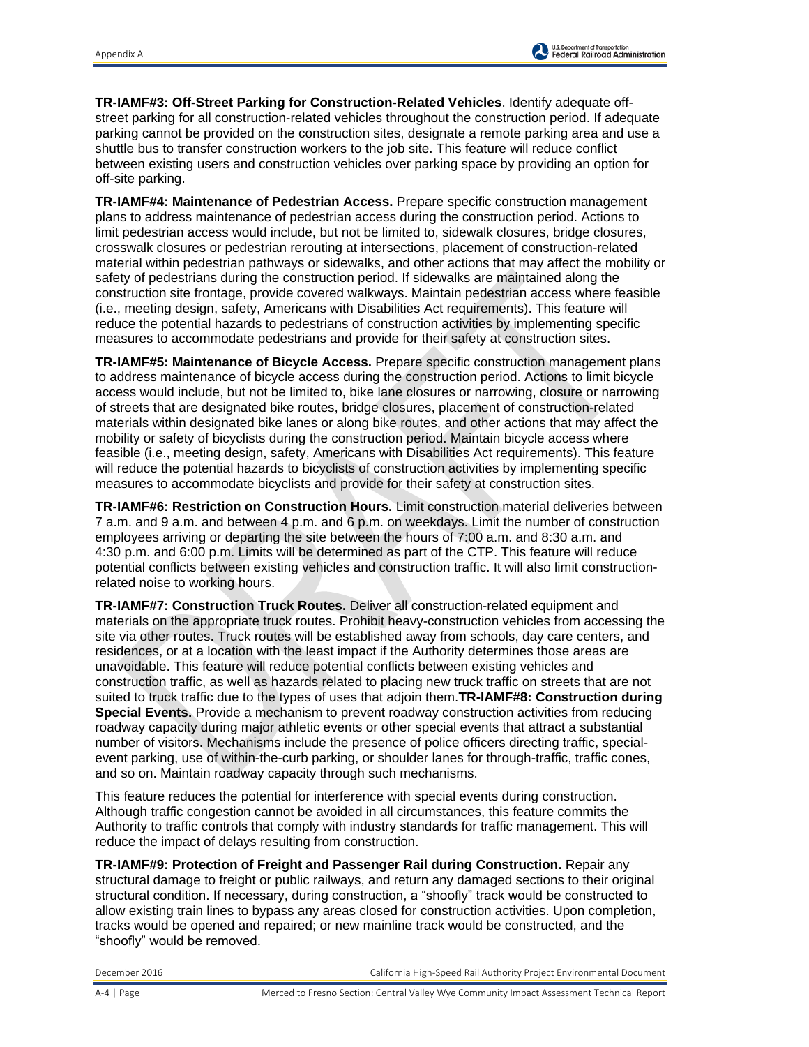**TR-IAMF#3: Off-Street Parking for Construction-Related Vehicles**. Identify adequate off-street parking for all construction-related vehicles throughout the construction period. If adequate parking cannot be provided on the construction sites, designate a remote parking area and use a shuttle bus to transfer construction workers to the job site. This feature will reduce conflict between existing users and construction vehicles over parking space by providing an option for off-site parking.

**TR-IAMF#4: Maintenance of Pedestrian Access.** Prepare specific construction management plans to address maintenance of pedestrian access during the construction period. Actions to limit pedestrian access would include, but not be limited to, sidewalk closures, bridge closures, crosswalk closures or pedestrian rerouting at intersections, placement of construction-related material within pedestrian pathways or sidewalks, and other actions that may affect the mobility or safety of pedestrians during the construction period. If sidewalks are maintained along the construction site frontage, provide covered walkways. Maintain pedestrian access where feasible (i.e., meeting design, safety, Americans with Disabilities Act requirements). This feature will reduce the potential hazards to pedestrians of construction activities by implementing specific measures to accommodate pedestrians and provide for their safety at construction sites.

**TR-IAMF#5: Maintenance of Bicycle Access.** Prepare specific construction management plans to address maintenance of bicycle access during the construction period. Actions to limit bicycle access would include, but not be limited to, bike lane closures or narrowing, closure or narrowing of streets that are designated bike routes, bridge closures, placement of construction-related materials within designated bike lanes or along bike routes, and other actions that may affect the mobility or safety of bicyclists during the construction period. Maintain bicycle access where feasible (i.e., meeting design, safety, Americans with Disabilities Act requirements). This feature will reduce the potential hazards to bicyclists of construction activities by implementing specific measures to accommodate bicyclists and provide for their safety at construction sites.

**TR-IAMF#6: Restriction on Construction Hours.** Limit construction material deliveries between 7 a.m. and 9 a.m. and between 4 p.m. and 6 p.m. on weekdays. Limit the number of construction employees arriving or departing the site between the hours of 7:00 a.m. and 8:30 a.m. and 4:30 p.m. and 6:00 p.m. Limits will be determined as part of the CTP. This feature will reduce potential conflicts between existing vehicles and construction traffic. It will also limit construction-related noise to working hours.

**TR-IAMF#7: Construction Truck Routes.** Deliver all construction-related equipment and materials on the appropriate truck routes. Prohibit heavy-construction vehicles from accessing the site via other routes. Truck routes will be established away from schools, day care centers, and residences, or at a location with the least impact if the Authority determines those areas are unavoidable. This feature will reduce potential conflicts between existing vehicles and construction traffic, as well as hazards related to placing new truck traffic on streets that are not suited to truck traffic due to the types of uses that adjoin them.

**TR-IAMF#8: Construction during Special Events.** Provide a mechanism to prevent roadway construction activities from reducing roadway capacity during major athletic events or other special events that attract a substantial number of visitors. Mechanisms include the presence of police officers directing traffic, special-event parking, use of within-the-curb parking, or shoulder lanes for through-traffic, traffic cones, and so on. Maintain roadway capacity through such mechanisms.

This feature reduces the potential for interference with special events during construction. Although traffic congestion cannot be avoided in all circumstances, this feature commits the Authority to traffic controls that comply with industry standards for traffic management. This will reduce the impact of delays resulting from construction.

**TR-IAMF#9: Protection of Freight and Passenger Rail during Construction.** Repair any structural damage to freight or public railways, and return any damaged sections to their original structural condition. If necessary, during construction, a "shoofly" track would be constructed to allow existing train lines to bypass any areas closed for construction activities. Upon completion, tracks would be opened and repaired; or new mainline track would be constructed, and the "shoofly" would be removed.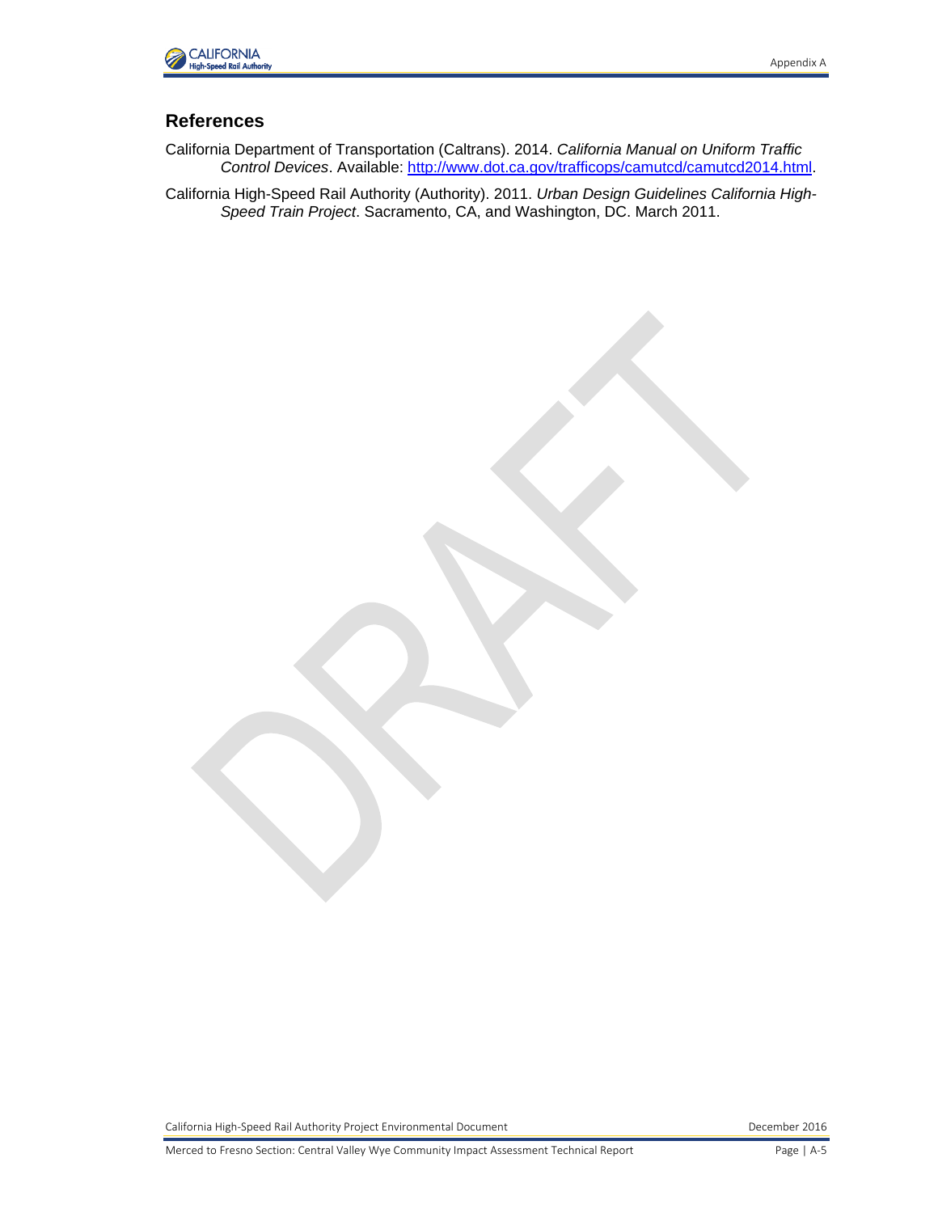## References

California Department of Transportation (Caltrans). 2014. *California Manual on Uniform Traffic Control Devices*. Available: [http://www.dot.ca.gov/trafficops/camutcd/camutcd2014.html](http://www.dot.ca.gov/trafficops/camutcd/camutcd2014.html).

California High-Speed Rail Authority (Authority). 2011. *Urban Design Guidelines California High-Speed Train Project*. Sacramento, CA, and Washington, DC. March 2011.